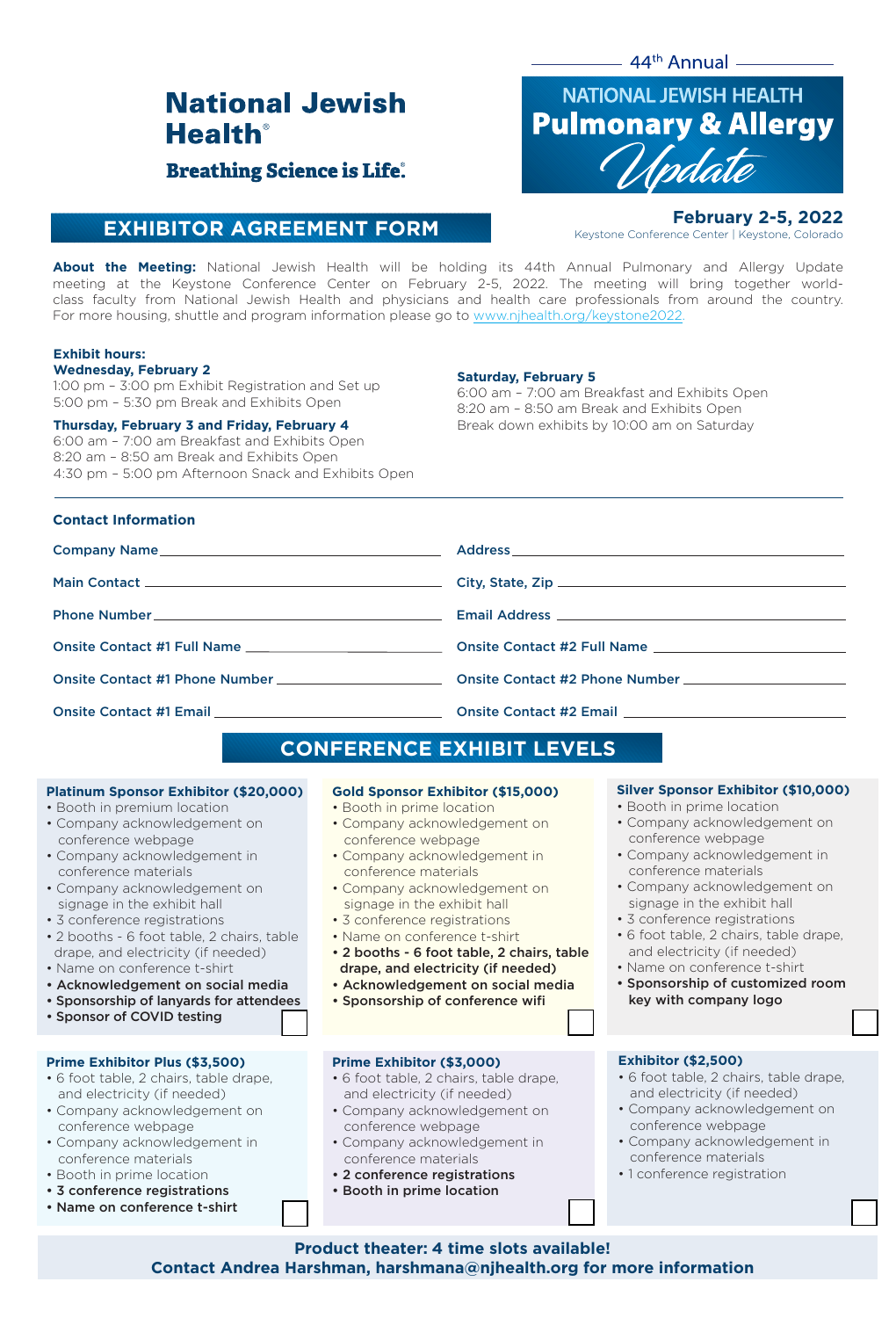National Jewish Health®

Breathing Science is Life.®

44th Annual

NATIONAL JEWISH HEALTH

# Pulmonary & Allergy Update

## EXHIBITOR AGREEMENT FORM

**February 2-5, 2022**

Keystone Conference Center | Keystone, Colorado

**About the Meeting:** National Jewish Health will be holding its 44th Annual Pulmonary and Allergy Update meeting at the Keystone Conference Center on February 2-5, 2022. The meeting will bring together world-class faculty from National Jewish Health and physicians and health care professionals from around the country. For more housing, shuttle and program information please go to www.njhealth.org/keystone2022.

**Exhibit hours:**

**Wednesday, February 2**
1:00 pm – 3:00 pm Exhibit Registration and Set up
5:00 pm – 5:30 pm Break and Exhibits Open

**Thursday, February 3 and Friday, February 4**
6:00 am – 7:00 am Breakfast and Exhibits Open
8:20 am – 8:50 am Break and Exhibits Open
4:30 pm – 5:00 pm Afternoon Snack and Exhibits Open

**Saturday, February 5**
6:00 am – 7:00 am Breakfast and Exhibits Open
8:20 am – 8:50 am Break and Exhibits Open
Break down exhibits by 10:00 am on Saturday

### Contact Information

Company Name ______________________

Address ______________________

Main Contact ______________________

City, State, Zip ______________________

Phone Number ______________________

Email Address ______________________

Onsite Contact #1 Full Name ______________________

Onsite Contact #2 Full Name ______________________

Onsite Contact #1 Phone Number ______________________

Onsite Contact #2 Phone Number ______________________

Onsite Contact #1 Email ______________________

Onsite Contact #2 Email ______________________

## CONFERENCE EXHIBIT LEVELS

**Platinum Sponsor Exhibitor ($20,000)** ☐
- Booth in premium location
- Company acknowledgement on conference webpage
- Company acknowledgement in conference materials
- Company acknowledgement on signage in the exhibit hall
- 3 conference registrations
- 2 booths - 6 foot table, 2 chairs, table drape, and electricity (if needed)
- Name on conference t-shirt
- **Acknowledgement on social media**
- **Sponsorship of lanyards for attendees**
- **Sponsor of COVID testing**

**Gold Sponsor Exhibitor ($15,000)** ☐
- Booth in prime location
- Company acknowledgement on conference webpage
- Company acknowledgement in conference materials
- Company acknowledgement on signage in the exhibit hall
- 3 conference registrations
- Name on conference t-shirt
- **2 booths - 6 foot table, 2 chairs, table drape, and electricity (if needed)**
- **Acknowledgement on social media**
- **Sponsorship of conference wifi**

**Silver Sponsor Exhibitor ($10,000)** ☐
- Booth in prime location
- Company acknowledgement on conference webpage
- Company acknowledgement in conference materials
- Company acknowledgement on signage in the exhibit hall
- 3 conference registrations
- 6 foot table, 2 chairs, table drape, and electricity (if needed)
- Name on conference t-shirt
- **Sponsorship of customized room key with company logo**

**Prime Exhibitor Plus ($3,500)** ☐
- 6 foot table, 2 chairs, table drape, and electricity (if needed)
- Company acknowledgement on conference webpage
- Company acknowledgement in conference materials
- Booth in prime location
- **3 conference registrations**
- **Name on conference t-shirt**

**Prime Exhibitor ($3,000)** ☐
- 6 foot table, 2 chairs, table drape, and electricity (if needed)
- Company acknowledgement on conference webpage
- Company acknowledgement in conference materials
- **2 conference registrations**
- **Booth in prime location**

**Exhibitor ($2,500)** ☐
- 6 foot table, 2 chairs, table drape, and electricity (if needed)
- Company acknowledgement on conference webpage
- Company acknowledgement in conference materials
- 1 conference registration

**Product theater: 4 time slots available!**
**Contact Andrea Harshman, harshmana@njhealth.org for more information**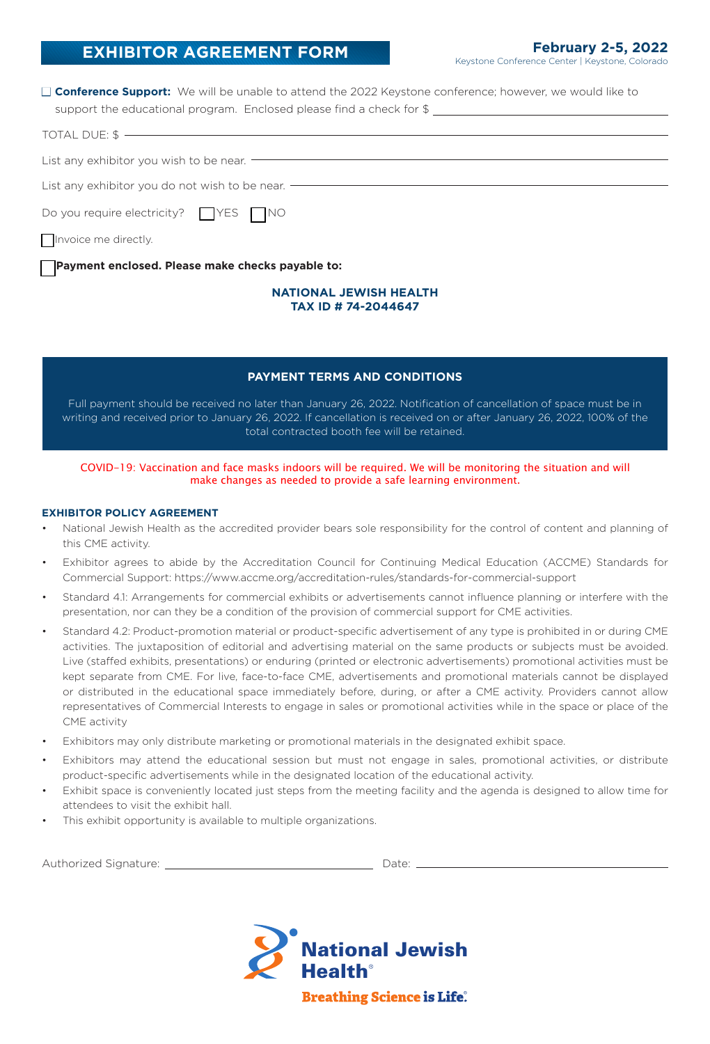# EXHIBITOR AGREEMENT FORM

**February 2-5, 2022**
Keystone Conference Center | Keystone, Colorado

☐ **Conference Support:** We will be unable to attend the 2022 Keystone conference; however, we would like to support the educational program. Enclosed please find a check for $ ____________________

TOTAL DUE: $ ____________________

List any exhibitor you wish to be near. ____________________

List any exhibitor you do not wish to be near. ____________________

Do you require electricity? ☐ YES ☐ NO

☐ Invoice me directly.

☐ **Payment enclosed. Please make checks payable to:**

**NATIONAL JEWISH HEALTH**
**TAX ID # 74-2044647**

## PAYMENT TERMS AND CONDITIONS

Full payment should be received no later than January 26, 2022. Notification of cancellation of space must be in writing and received prior to January 26, 2022. If cancellation is received on or after January 26, 2022, 100% of the total contracted booth fee will be retained.

COVID-19: Vaccination and face masks indoors will be required. We will be monitoring the situation and will make changes as needed to provide a safe learning environment.

### EXHIBITOR POLICY AGREEMENT

- National Jewish Health as the accredited provider bears sole responsibility for the control of content and planning of this CME activity.
- Exhibitor agrees to abide by the Accreditation Council for Continuing Medical Education (ACCME) Standards for Commercial Support: https://www.accme.org/accreditation-rules/standards-for-commercial-support
- Standard 4.1: Arrangements for commercial exhibits or advertisements cannot influence planning or interfere with the presentation, nor can they be a condition of the provision of commercial support for CME activities.
- Standard 4.2: Product-promotion material or product-specific advertisement of any type is prohibited in or during CME activities. The juxtaposition of editorial and advertising material on the same products or subjects must be avoided. Live (staffed exhibits, presentations) or enduring (printed or electronic advertisements) promotional activities must be kept separate from CME. For live, face-to-face CME, advertisements and promotional materials cannot be displayed or distributed in the educational space immediately before, during, or after a CME activity. Providers cannot allow representatives of Commercial Interests to engage in sales or promotional activities while in the space or place of the CME activity
- Exhibitors may only distribute marketing or promotional materials in the designated exhibit space.
- Exhibitors may attend the educational session but must not engage in sales, promotional activities, or distribute product-specific advertisements while in the designated location of the educational activity.
- Exhibit space is conveniently located just steps from the meeting facility and the agenda is designed to allow time for attendees to visit the exhibit hall.
- This exhibit opportunity is available to multiple organizations.

Authorized Signature: ____________________ Date: ____________________

National Jewish Health®
Breathing Science is Life®